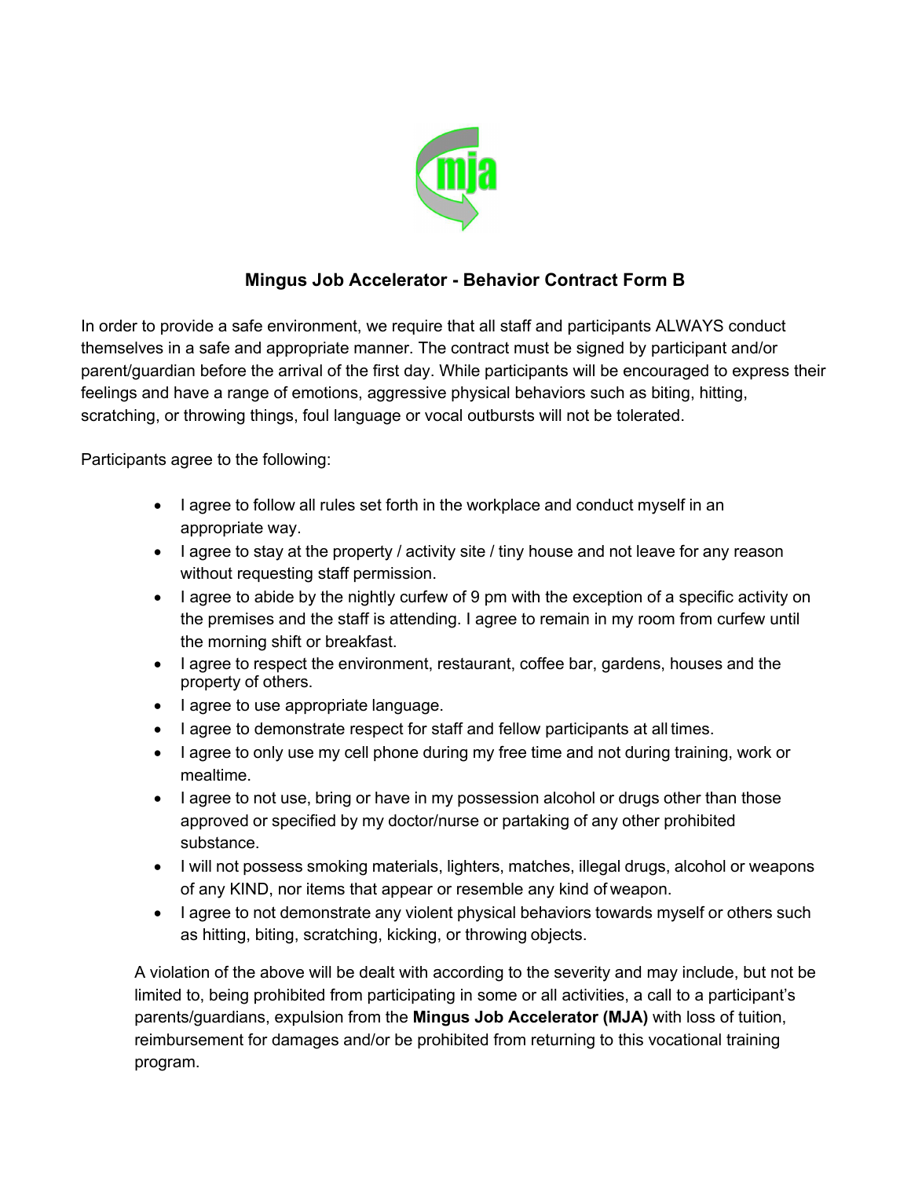## Mingus Job Accelerator - Behavior Contract Form B

In order to provide a safe environment, we require that all staff and participants ALWAYS conduct themselves in a safe and appropriate manner. The contract must be signed by participant and/or parent/guardian before the arrival of the first day. While participants will be encouraged to express their feelings and have a range of emotions, aggressive physical behaviors such as biting, hitting, scratching, or throwing things, foul language or vocal outbursts will not be tolerated.

Participants agree to the following:

- I agree to follow all rules set forth in the workplace and conduct myself in an appropriate way.
- I agree to stay at the property / activity site / tiny house and not leave for any reason without requesting staff permission.
- I agree to abide by the nightly curfew of 9 pm with the exception of a specific activity on the premises and the staff is attending. I agree to remain in my room from curfew until the morning shift or breakfast.
- I agree to respect the environment, restaurant, coffee bar, gardens, houses and the property of others.
- I agree to use appropriate language.
- I agree to demonstrate respect for staff and fellow participants at all times.
- I agree to only use my cell phone during my free time and not during training, work or mealtime.
- I agree to not use, bring or have in my possession alcohol or drugs other than those approved or specified by my doctor/nurse or partaking of any other prohibited substance.
- I will not possess smoking materials, lighters, matches, illegal drugs, alcohol or weapons of any KIND, nor items that appear or resemble any kind of weapon.
- I agree to not demonstrate any violent physical behaviors towards myself or others such as hitting, biting, scratching, kicking, or throwing objects.

A violation of the above will be dealt with according to the severity and may include, but not be limited to, being prohibited from participating in some or all activities, a call to a participant's parents/guardians, expulsion from the **Mingus Job Accelerator (MJA)** with loss of tuition, reimbursement for damages and/or be prohibited from returning to this vocational training program.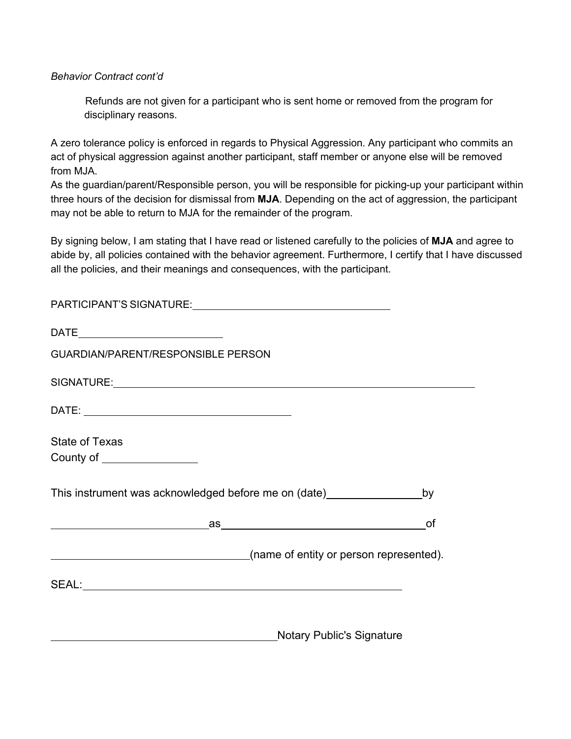*Behavior Contract cont'd*

> Refunds are not given for a participant who is sent home or removed from the program for disciplinary reasons.

A zero tolerance policy is enforced in regards to Physical Aggression. Any participant who commits an act of physical aggression against another participant, staff member or anyone else will be removed from MJA.
As the guardian/parent/Responsible person, you will be responsible for picking-up your participant within three hours of the decision for dismissal from **MJA**. Depending on the act of aggression, the participant may not be able to return to MJA for the remainder of the program.

By signing below, I am stating that I have read or listened carefully to the policies of **MJA** and agree to abide by, all policies contained with the behavior agreement. Furthermore, I certify that I have discussed all the policies, and their meanings and consequences, with the participant.

PARTICIPANT'S SIGNATURE:____________________________________

DATE__________________________

GUARDIAN/PARENT/RESPONSIBLE PERSON

SIGNATURE:_________________________________________________________________

DATE: ______________________________________

State of Texas
County of ________________

This instrument was acknowledged before me on (date)________________by

___________________________as_______________________________________of

__________________________________(name of entity or person represented).

SEAL:_________________________________________________________

________________________________________Notary Public's Signature